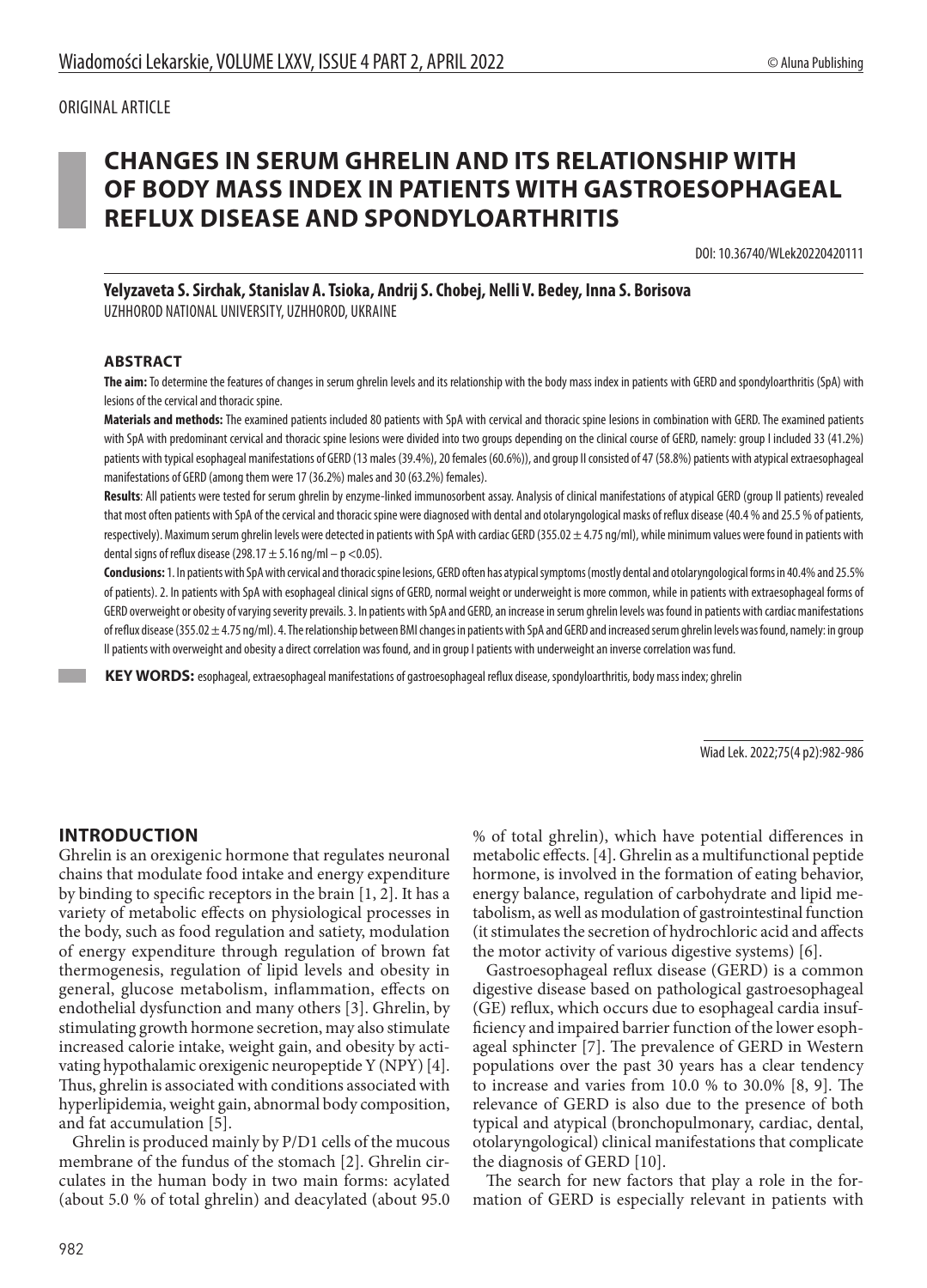ORIGINAL ARTICLE

# CHANGES IN SERUM GHRELIN AND ITS RELATIONSHIP WITH OF BODY MASS INDEX IN PATIENTS WITH GASTROESOPHAGEAL REFLUX DISEASE AND SPONDYLOARTHRITIS

DOI: 10.36740/WLek20220420111

**Yelyzaveta S. Sirchak, Stanislav A. Tsioka, Andrij S. Chobej, Nelli V. Bedey, Inna S. Borisova**
UZHHOROD NATIONAL UNIVERSITY, UZHHOROD, UKRAINE

## ABSTRACT

**The aim:** To determine the features of changes in serum ghrelin levels and its relationship with the body mass index in patients with GERD and spondyloarthritis (SpA) with lesions of the cervical and thoracic spine.

**Materials and methods:** The examined patients included 80 patients with SpA with cervical and thoracic spine lesions in combination with GERD. The examined patients with SpA with predominant cervical and thoracic spine lesions were divided into two groups depending on the clinical course of GERD, namely: group I included 33 (41.2%) patients with typical esophageal manifestations of GERD (13 males (39.4%), 20 females (60.6%)), and group II consisted of 47 (58.8%) patients with atypical extraesophageal manifestations of GERD (among them were 17 (36.2%) males and 30 (63.2%) females).

**Results**: All patients were tested for serum ghrelin by enzyme-linked immunosorbent assay. Analysis of clinical manifestations of atypical GERD (group II patients) revealed that most often patients with SpA of the cervical and thoracic spine were diagnosed with dental and otolaryngological masks of reflux disease (40.4 % and 25.5 % of patients, respectively). Maximum serum ghrelin levels were detected in patients with SpA with cardiac GERD (355.02 ± 4.75 ng/ml), while minimum values were found in patients with dental signs of reflux disease (298.17 ± 5.16 ng/ml – $p < 0.05$).

**Conclusions:** 1. In patients with SpA with cervical and thoracic spine lesions, GERD often has atypical symptoms (mostly dental and otolaryngological forms in 40.4% and 25.5% of patients). 2. In patients with SpA with esophageal clinical signs of GERD, normal weight or underweight is more common, while in patients with extraesophageal forms of GERD overweight or obesity of varying severity prevails. 3. In patients with SpA and GERD, an increase in serum ghrelin levels was found in patients with cardiac manifestations of reflux disease (355.02 ± 4.75 ng/ml). 4. The relationship between BMI changes in patients with SpA and GERD and increased serum ghrelin levels was found, namely: in group II patients with overweight and obesity a direct correlation was found, and in group I patients with underweight an inverse correlation was fund.

**KEY WORDS:** esophageal, extraesophageal manifestations of gastroesophageal reflux disease, spondyloarthritis, body mass index; ghrelin

Wiad Lek. 2022;75(4 p2):982-986

## INTRODUCTION

Ghrelin is an orexigenic hormone that regulates neuronal chains that modulate food intake and energy expenditure by binding to specific receptors in the brain [1, 2]. It has a variety of metabolic effects on physiological processes in the body, such as food regulation and satiety, modulation of energy expenditure through regulation of brown fat thermogenesis, regulation of lipid levels and obesity in general, glucose metabolism, inflammation, effects on endothelial dysfunction and many others [3]. Ghrelin, by stimulating growth hormone secretion, may also stimulate increased calorie intake, weight gain, and obesity by activating hypothalamic orexigenic neuropeptide Y (NPY) [4]. Thus, ghrelin is associated with conditions associated with hyperlipidemia, weight gain, abnormal body composition, and fat accumulation [5].

Ghrelin is produced mainly by P/D1 cells of the mucous membrane of the fundus of the stomach [2]. Ghrelin circulates in the human body in two main forms: acylated (about 5.0 % of total ghrelin) and deacylated (about 95.0 % of total ghrelin), which have potential differences in metabolic effects. [4]. Ghrelin as a multifunctional peptide hormone, is involved in the formation of eating behavior, energy balance, regulation of carbohydrate and lipid metabolism, as well as modulation of gastrointestinal function (it stimulates the secretion of hydrochloric acid and affects the motor activity of various digestive systems) [6].

Gastroesophageal reflux disease (GERD) is a common digestive disease based on pathological gastroesophageal (GE) reflux, which occurs due to esophageal cardia insufficiency and impaired barrier function of the lower esophageal sphincter [7]. The prevalence of GERD in Western populations over the past 30 years has a clear tendency to increase and varies from 10.0 % to 30.0% [8, 9]. The relevance of GERD is also due to the presence of both typical and atypical (bronchopulmonary, cardiac, dental, otolaryngological) clinical manifestations that complicate the diagnosis of GERD [10].

The search for new factors that play a role in the formation of GERD is especially relevant in patients with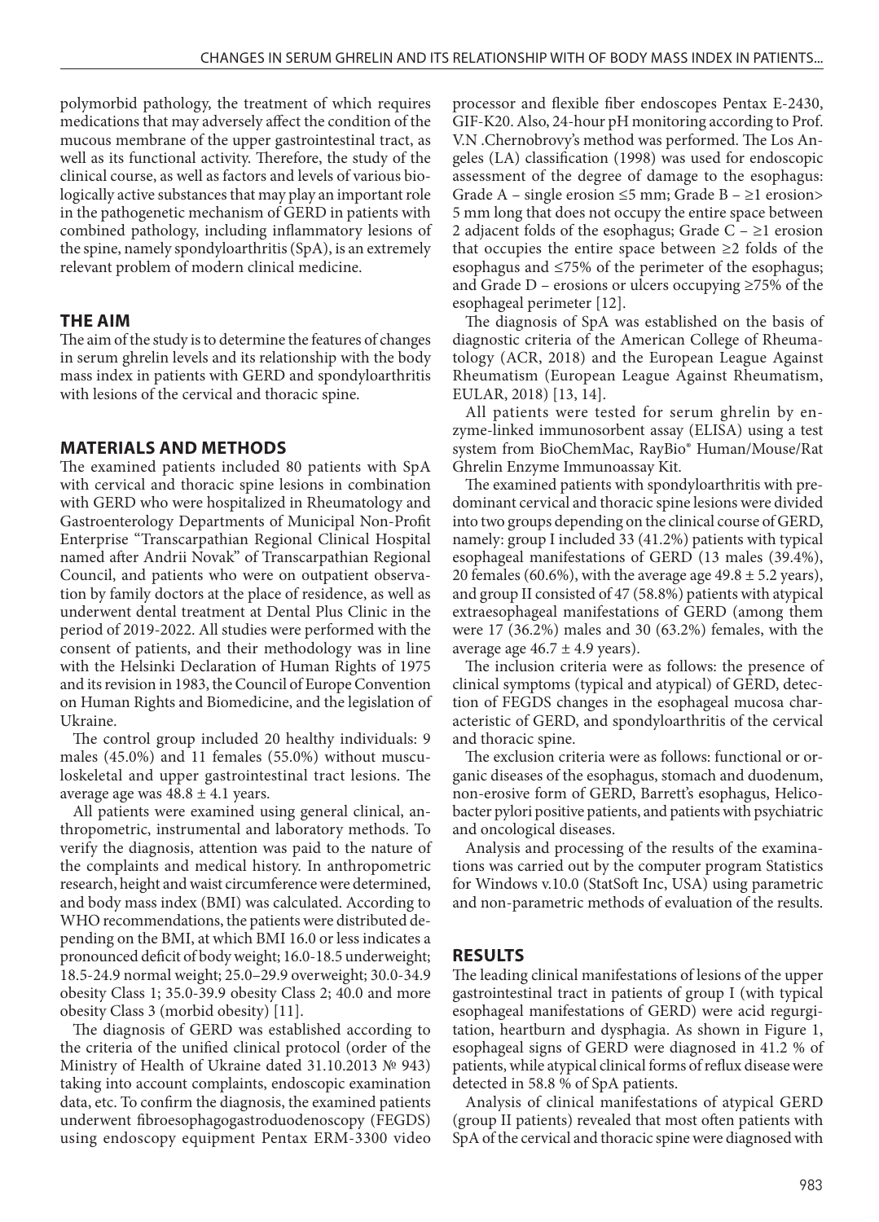polymorbid pathology, the treatment of which requires medications that may adversely affect the condition of the mucous membrane of the upper gastrointestinal tract, as well as its functional activity. Therefore, the study of the clinical course, as well as factors and levels of various biologically active substances that may play an important role in the pathogenetic mechanism of GERD in patients with combined pathology, including inflammatory lesions of the spine, namely spondyloarthritis (SpA), is an extremely relevant problem of modern clinical medicine.

## THE AIM

The aim of the study is to determine the features of changes in serum ghrelin levels and its relationship with the body mass index in patients with GERD and spondyloarthritis with lesions of the cervical and thoracic spine.

## MATERIALS AND METHODS

The examined patients included 80 patients with SpA with cervical and thoracic spine lesions in combination with GERD who were hospitalized in Rheumatology and Gastroenterology Departments of Municipal Non-Profit Enterprise "Transcarpathian Regional Clinical Hospital named after Andrii Novak" of Transcarpathian Regional Council, and patients who were on outpatient observation by family doctors at the place of residence, as well as underwent dental treatment at Dental Plus Clinic in the period of 2019-2022. All studies were performed with the consent of patients, and their methodology was in line with the Helsinki Declaration of Human Rights of 1975 and its revision in 1983, the Council of Europe Convention on Human Rights and Biomedicine, and the legislation of Ukraine.

The control group included 20 healthy individuals: 9 males (45.0%) and 11 females (55.0%) without musculoskeletal and upper gastrointestinal tract lesions. The average age was $48.8 \pm 4.1$ years.

All patients were examined using general clinical, anthropometric, instrumental and laboratory methods. To verify the diagnosis, attention was paid to the nature of the complaints and medical history. In anthropometric research, height and waist circumference were determined, and body mass index (BMI) was calculated. According to WHO recommendations, the patients were distributed depending on the BMI, at which BMI 16.0 or less indicates a pronounced deficit of body weight; 16.0-18.5 underweight; 18.5-24.9 normal weight; 25.0–29.9 overweight; 30.0-34.9 obesity Class 1; 35.0-39.9 obesity Class 2; 40.0 and more obesity Class 3 (morbid obesity) [11].

The diagnosis of GERD was established according to the criteria of the unified clinical protocol (order of the Ministry of Health of Ukraine dated 31.10.2013 № 943) taking into account complaints, endoscopic examination data, etc. To confirm the diagnosis, the examined patients underwent fibroesophagogastroduodenoscopy (FEGDS) using endoscopy equipment Pentax ERM-3300 video processor and flexible fiber endoscopes Pentax E-2430, GIF-K20. Also, 24-hour pH monitoring according to Prof. V.N .Chernobrovy's method was performed. The Los Angeles (LA) classification (1998) was used for endoscopic assessment of the degree of damage to the esophagus: Grade A – single erosion ≤5 mm; Grade B – ≥1 erosion> 5 mm long that does not occupy the entire space between 2 adjacent folds of the esophagus; Grade C – ≥1 erosion that occupies the entire space between ≥2 folds of the esophagus and ≤75% of the perimeter of the esophagus; and Grade D – erosions or ulcers occupying ≥75% of the esophageal perimeter [12].

The diagnosis of SpA was established on the basis of diagnostic criteria of the American College of Rheumatology (ACR, 2018) and the European League Against Rheumatism (European League Against Rheumatism, EULAR, 2018) [13, 14].

All patients were tested for serum ghrelin by enzyme-linked immunosorbent assay (ELISA) using a test system from BioChemMac, RayBio® Human/Mouse/Rat Ghrelin Enzyme Immunoassay Kit.

The examined patients with spondyloarthritis with predominant cervical and thoracic spine lesions were divided into two groups depending on the clinical course of GERD, namely: group I included 33 (41.2%) patients with typical esophageal manifestations of GERD (13 males (39.4%), 20 females (60.6%), with the average age $49.8 \pm 5.2$ years), and group II consisted of 47 (58.8%) patients with atypical extraesophageal manifestations of GERD (among them were 17 (36.2%) males and 30 (63.2%) females, with the average age $46.7 \pm 4.9$ years).

The inclusion criteria were as follows: the presence of clinical symptoms (typical and atypical) of GERD, detection of FEGDS changes in the esophageal mucosa characteristic of GERD, and spondyloarthritis of the cervical and thoracic spine.

The exclusion criteria were as follows: functional or organic diseases of the esophagus, stomach and duodenum, non-erosive form of GERD, Barrett's esophagus, Helicobacter pylori positive patients, and patients with psychiatric and oncological diseases.

Analysis and processing of the results of the examinations was carried out by the computer program Statistics for Windows v.10.0 (StatSoft Inc, USA) using parametric and non-parametric methods of evaluation of the results.

## RESULTS

The leading clinical manifestations of lesions of the upper gastrointestinal tract in patients of group I (with typical esophageal manifestations of GERD) were acid regurgitation, heartburn and dysphagia. As shown in Figure 1, esophageal signs of GERD were diagnosed in 41.2 % of patients, while atypical clinical forms of reflux disease were detected in 58.8 % of SpA patients.

Analysis of clinical manifestations of atypical GERD (group II patients) revealed that most often patients with SpA of the cervical and thoracic spine were diagnosed with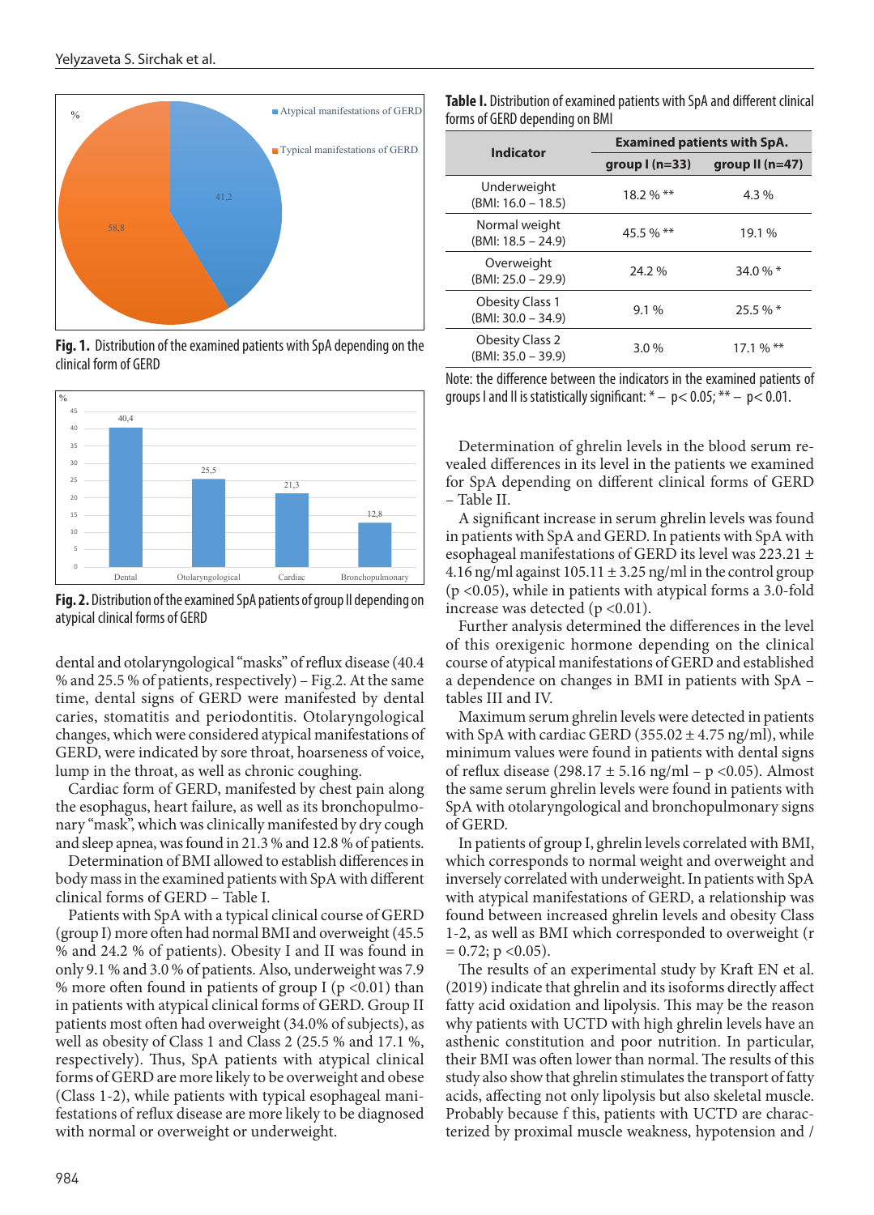Fig. 1. Distribution of the examined patients with SpA depending on the clinical form of GERD

Fig. 2. Distribution of the examined SpA patients of group II depending on atypical clinical forms of GERD

dental and otolaryngological "masks" of reflux disease (40.4 % and 25.5 % of patients, respectively) – Fig.2. At the same time, dental signs of GERD were manifested by dental caries, stomatitis and periodontitis. Otolaryngological changes, which were considered atypical manifestations of GERD, were indicated by sore throat, hoarseness of voice, lump in the throat, as well as chronic coughing.

Cardiac form of GERD, manifested by chest pain along the esophagus, heart failure, as well as its bronchopulmonary "mask", which was clinically manifested by dry cough and sleep apnea, was found in 21.3 % and 12.8 % of patients.

Determination of BMI allowed to establish differences in body mass in the examined patients with SpA with different clinical forms of GERD – Table I.

Patients with SpA with a typical clinical course of GERD (group I) more often had normal BMI and overweight (45.5 % and 24.2 % of patients). Obesity I and II was found in only 9.1 % and 3.0 % of patients. Also, underweight was 7.9 % more often found in patients of group I ($p < 0.01$) than in patients with atypical clinical forms of GERD. Group II patients most often had overweight (34.0% of subjects), as well as obesity of Class 1 and Class 2 (25.5 % and 17.1 %, respectively). Thus, SpA patients with atypical clinical forms of GERD are more likely to be overweight and obese (Class 1-2), while patients with typical esophageal manifestations of reflux disease are more likely to be diagnosed with normal and overweight or underweight.

**Table I.** Distribution of examined patients with SpA and different clinical forms of GERD depending on BMI

| Indicator | Examined patients with SpA. | |
|---|---|---|
| | group I (n=33) | group II (n=47) |
| Underweight (BMI: 16.0 – 18.5) | 18.2 % ** | 4.3 % |
| Normal weight (BMI: 18.5 – 24.9) | 45.5 % ** | 19.1 % |
| Overweight (BMI: 25.0 – 29.9) | 24.2 % | 34.0 % * |
| Obesity Class 1 (BMI: 30.0 – 34.9) | 9.1 % | 25.5 % * |
| Obesity Class 2 (BMI: 35.0 – 39.9) | 3.0 % | 17.1 % ** |

Note: the difference between the indicators in the examined patients of groups I and II is statistically significant: * – $p < 0.05$; ** – $p < 0.01$.

Determination of ghrelin levels in the blood serum revealed differences in its level in the patients we examined for SpA depending on different clinical forms of GERD – Table II.

A significant increase in serum ghrelin levels was found in patients with SpA and GERD. In patients with SpA with esophageal manifestations of GERD its level was 223.21 ± 4.16 ng/ml against 105.11 ± 3.25 ng/ml in the control group ($p < 0.05$), while in patients with atypical forms a 3.0-fold increase was detected ($p < 0.01$).

Further analysis determined the differences in the level of this orexigenic hormone depending on the clinical course of atypical manifestations of GERD and established a dependence on changes in BMI in patients with SpA – tables III and IV.

Maximum serum ghrelin levels were detected in patients with SpA with cardiac GERD (355.02 ± 4.75 ng/ml), while minimum values were found in patients with dental signs of reflux disease (298.17 ± 5.16 ng/ml – $p < 0.05$). Almost the same serum ghrelin levels were found in patients with SpA with otolaryngological and bronchopulmonary signs of GERD.

In patients of group I, ghrelin levels correlated with BMI, which corresponds to normal weight and overweight and inversely correlated with underweight. In patients with SpA with atypical manifestations of GERD, a relationship was found between increased ghrelin levels and obesity Class 1-2, as well as BMI which corresponded to overweight ($r = 0.72$; $p < 0.05$).

The results of an experimental study by Kraft EN et al. (2019) indicate that ghrelin and its isoforms directly affect fatty acid oxidation and lipolysis. This may be the reason why patients with UCTD with high ghrelin levels have an asthenic constitution and poor nutrition. In particular, their BMI was often lower than normal. The results of this study also show that ghrelin stimulates the transport of fatty acids, affecting not only lipolysis but also skeletal muscle. Probably because f this, patients with UCTD are characterized by proximal muscle weakness, hypotension and /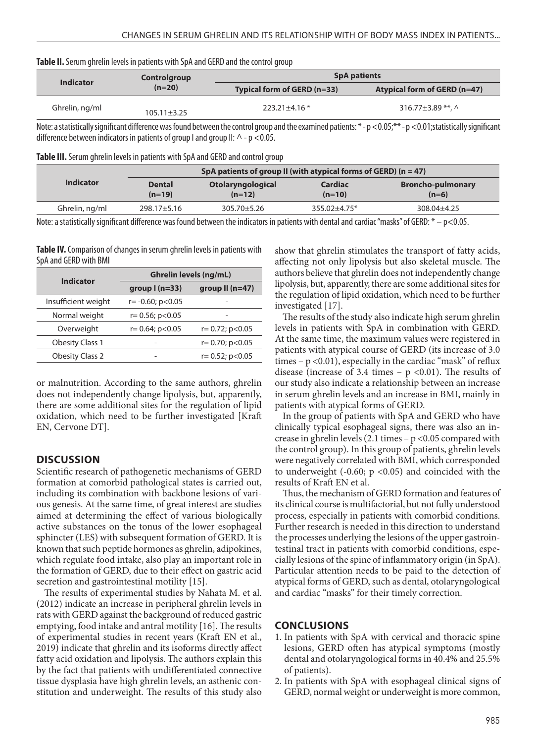**Table II.** Serum ghrelin levels in patients with SpA and GERD and the control group

| Indicator | Controlgroup (n=20) | SpA patients | |
|---|---|---|---|
| | | Typical form of GERD (n=33) | Atypical form of GERD (n=47) |
| Ghrelin, ng/ml | 105.11±3.25 | 223.21±4.16 * | 316.77±3.89 **, ^ |

Note: a statistically significant difference was found between the control group and the examined patients: * - $p < 0.05$; ** - $p < 0.01$; statistically significant difference between indicators in patients of group I and group II: ^ - $p < 0.05$.

**Table III.** Serum ghrelin levels in patients with SpA and GERD and control group

| Indicator | SpA patients of group II (with atypical forms of GERD) (n = 47) | | | |
|---|---|---|---|---|
| | Dental (n=19) | Otolaryngological (n=12) | Cardiac (n=10) | Broncho-pulmonary (n=6) |
| Ghrelin, ng/ml | 298.17±5.16 | 305.70±5.26 | 355.02±4.75* | 308.04±4.25 |

Note: a statistically significant difference was found between the indicators in patients with dental and cardiac "masks" of GERD: * – $p<0.05$.

**Table IV.** Comparison of changes in serum ghrelin levels in patients with SpA and GERD with BMI

| Indicator | Ghrelin levels (ng/mL) | |
|---|---|---|
| | group I (n=33) | group II (n=47) |
| Insufficient weight | r= -0.60; p<0.05 | - |
| Normal weight | r= 0.56; p<0.05 | - |
| Overweight | r= 0.64; p<0.05 | r= 0.72; p<0.05 |
| Obesity Class 1 | - | r= 0.70; p<0.05 |
| Obesity Class 2 | - | r= 0.52; p<0.05 |

or malnutrition. According to the same authors, ghrelin does not independently change lipolysis, but, apparently, there are some additional sites for the regulation of lipid oxidation, which need to be further investigated [Kraft EN, Cervone DT].

## DISCUSSION

Scientific research of pathogenetic mechanisms of GERD formation at comorbid pathological states is carried out, including its combination with backbone lesions of various genesis. At the same time, of great interest are studies aimed at determining the effect of various biologically active substances on the tonus of the lower esophageal sphincter (LES) with subsequent formation of GERD. It is known that such peptide hormones as ghrelin, adipokines, which regulate food intake, also play an important role in the formation of GERD, due to their effect on gastric acid secretion and gastrointestinal motility [15].

The results of experimental studies by Nahata M. et al. (2012) indicate an increase in peripheral ghrelin levels in rats with GERD against the background of reduced gastric emptying, food intake and antral motility [16]. The results of experimental studies in recent years (Kraft EN et al., 2019) indicate that ghrelin and its isoforms directly affect fatty acid oxidation and lipolysis. The authors explain this by the fact that patients with undifferentiated connective tissue dysplasia have high ghrelin levels, an asthenic constitution and underweight. The results of this study also show that ghrelin stimulates the transport of fatty acids, affecting not only lipolysis but also skeletal muscle. The authors believe that ghrelin does not independently change lipolysis, but, apparently, there are some additional sites for the regulation of lipid oxidation, which need to be further investigated [17].

The results of the study also indicate high serum ghrelin levels in patients with SpA in combination with GERD. At the same time, the maximum values were registered in patients with atypical course of GERD (its increase of 3.0 times – $p < 0.01$), especially in the cardiac "mask" of reflux disease (increase of 3.4 times – $p < 0.01$). The results of our study also indicate a relationship between an increase in serum ghrelin levels and an increase in BMI, mainly in patients with atypical forms of GERD.

In the group of patients with SpA and GERD who have clinically typical esophageal signs, there was also an increase in ghrelin levels (2.1 times – $p < 0.05$ compared with the control group). In this group of patients, ghrelin levels were negatively correlated with BMI, which corresponded to underweight (-0.60; $p < 0.05$) and coincided with the results of Kraft EN et al.

Thus, the mechanism of GERD formation and features of its clinical course is multifactorial, but not fully understood process, especially in patients with comorbid conditions. Further research is needed in this direction to understand the processes underlying the lesions of the upper gastrointestinal tract in patients with comorbid conditions, especially lesions of the spine of inflammatory origin (in SpA). Particular attention needs to be paid to the detection of atypical forms of GERD, such as dental, otolaryngological and cardiac "masks" for their timely correction.

## CONCLUSIONS

1. In patients with SpA with cervical and thoracic spine lesions, GERD often has atypical symptoms (mostly dental and otolaryngological forms in 40.4% and 25.5% of patients).
2. In patients with SpA with esophageal clinical signs of GERD, normal weight or underweight is more common,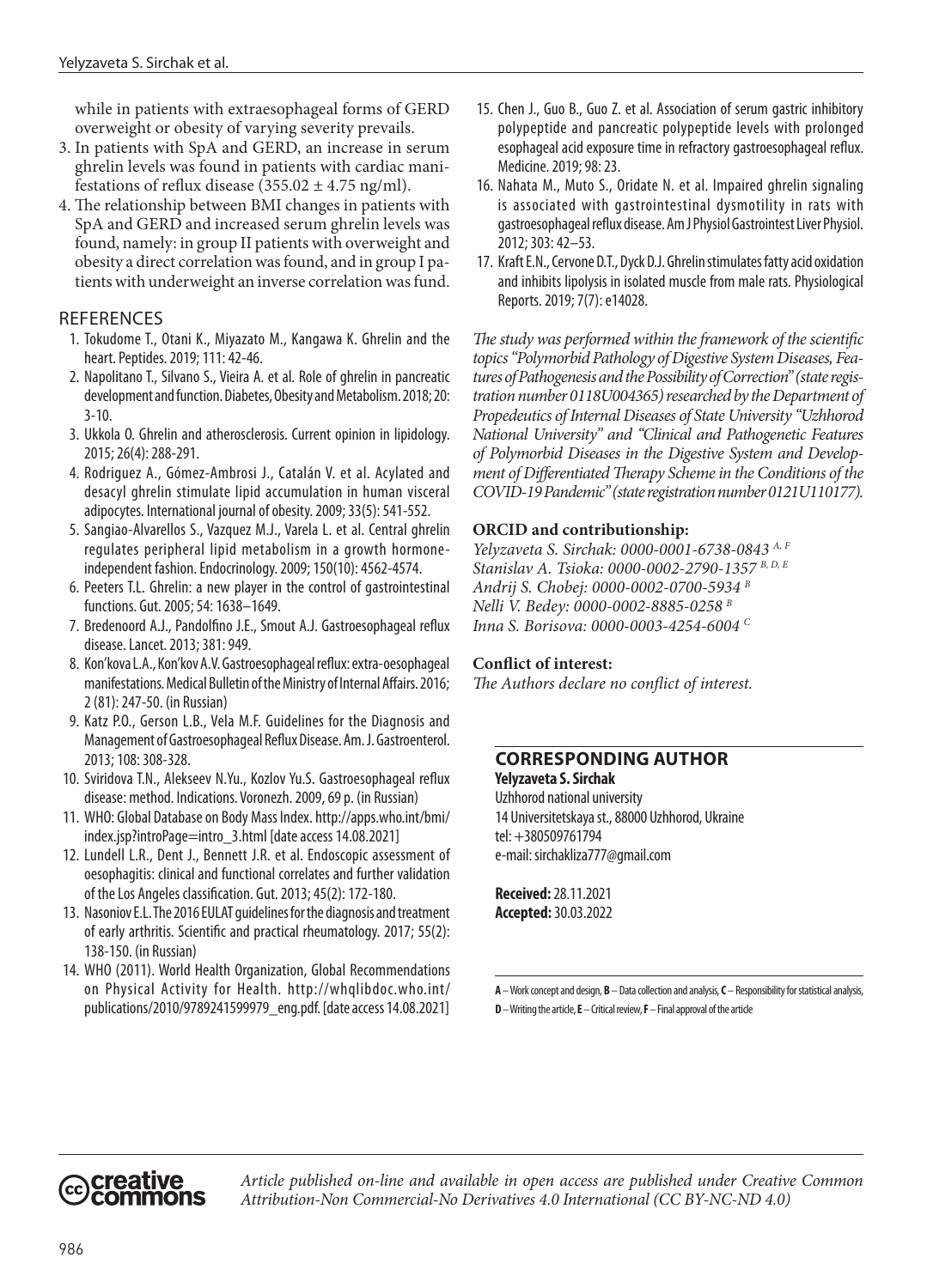while in patients with extraesophageal forms of GERD overweight or obesity of varying severity prevails.

3. In patients with SpA and GERD, an increase in serum ghrelin levels was found in patients with cardiac manifestations of reflux disease (355.02 ± 4.75 ng/ml).
4. The relationship between BMI changes in patients with SpA and GERD and increased serum ghrelin levels was found, namely: in group II patients with overweight and obesity a direct correlation was found, and in group I patients with underweight an inverse correlation was fund.

## REFERENCES

1. Tokudome T., Otani K., Miyazato M., Kangawa K. Ghrelin and the heart. Peptides. 2019; 111: 42-46.
2. Napolitano T., Silvano S., Vieira A. et al. Role of ghrelin in pancreatic development and function. Diabetes, Obesity and Metabolism. 2018; 20: 3-10.
3. Ukkola O. Ghrelin and atherosclerosis. Current opinion in lipidology. 2015; 26(4): 288-291.
4. Rodriguez A., Gómez-Ambrosi J., Catalán V. et al. Acylated and desacyl ghrelin stimulate lipid accumulation in human visceral adipocytes. International journal of obesity. 2009; 33(5): 541-552.
5. Sangiao-Alvarellos S., Vazquez M.J., Varela L. et al. Central ghrelin regulates peripheral lipid metabolism in a growth hormone-independent fashion. Endocrinology. 2009; 150(10): 4562-4574.
6. Peeters T.L. Ghrelin: a new player in the control of gastrointestinal functions. Gut. 2005; 54: 1638–1649.
7. Bredenoord A.J., Pandolfino J.E., Smout A.J. Gastroesophageal reflux disease. Lancet. 2013; 381: 949.
8. Kon'kova L.A., Kon'kov A.V. Gastroesophageal reflux: extra-oesophageal manifestations. Medical Bulletin of the Ministry of Internal Affairs. 2016; 2 (81): 247-50. (in Russian)
9. Katz P.O., Gerson L.B., Vela M.F. Guidelines for the Diagnosis and Management of Gastroesophageal Reflux Disease. Am. J. Gastroenterol. 2013; 108: 308-328.
10. Sviridova T.N., Alekseev N.Yu., Kozlov Yu.S. Gastroesophageal reflux disease: method. Indications. Voronezh. 2009, 69 p. (in Russian)
11. WHO: Global Database on Body Mass Index. http://apps.who.int/bmi/index.jsp?introPage=intro_3.html [date access 14.08.2021]
12. Lundell L.R., Dent J., Bennett J.R. et al. Endoscopic assessment of oesophagitis: clinical and functional correlates and further validation of the Los Angeles classification. Gut. 2013; 45(2): 172-180.
13. Nasoniov E.L. The 2016 EULAT guidelines for the diagnosis and treatment of early arthritis. Scientific and practical rheumatology. 2017; 55(2): 138-150. (in Russian)
14. WHO (2011). World Health Organization, Global Recommendations on Physical Activity for Health. http://whqlibdoc.who.int/publications/2010/9789241599979_eng.pdf. [date access 14.08.2021]
15. Chen J., Guo B., Guo Z. et al. Association of serum gastric inhibitory polypeptide and pancreatic polypeptide levels with prolonged esophageal acid exposure time in refractory gastroesophageal reflux. Medicine. 2019; 98: 23.
16. Nahata M., Muto S., Oridate N. et al. Impaired ghrelin signaling is associated with gastrointestinal dysmotility in rats with gastroesophageal reflux disease. Am J Physiol Gastrointest Liver Physiol. 2012; 303: 42–53.
17. Kraft E.N., Cervone D.T., Dyck D.J. Ghrelin stimulates fatty acid oxidation and inhibits lipolysis in isolated muscle from male rats. Physiological Reports. 2019; 7(7): e14028.

*The study was performed within the framework of the scientific topics "Polymorbid Pathology of Digestive System Diseases, Features of Pathogenesis and the Possibility of Correction" (state registration number 0118U004365) researched by the Department of Propedeutics of Internal Diseases of State University "Uzhhorod National University" and "Clinical and Pathogenetic Features of Polymorbid Diseases in the Digestive System and Development of Differentiated Therapy Scheme in the Conditions of the COVID-19 Pandemic" (state registration number 0121U110177).*

**ORCID and contributionship:**

*Yelyzaveta S. Sirchak: 0000-0001-6738-0843 [A, F]*
*Stanislav A. Tsioka: 0000-0002-2790-1357 [B, D, E]*
*Andrij S. Chobej: 0000-0002-0700-5934 [B]*
*Nelli V. Bedey: 0000-0002-8885-0258 [B]*
*Inna S. Borisova: 0000-0003-4254-6004 [C]*

**Conflict of interest:**

*The Authors declare no conflict of interest.*

## CORRESPONDING AUTHOR

**Yelyzaveta S. Sirchak**
Uzhhorod national university
14 Universitetskaya st., 88000 Uzhhorod, Ukraine
tel: +380509761794
e-mail: sirchakliza777@gmail.com

**Received:** 28.11.2021
**Accepted:** 30.03.2022

**A** – Work concept and design, **B** – Data collection and analysis, **C** – Responsibility for statistical analysis, **D** – Writing the article, **E** – Critical review, **F** – Final approval of the article

*Article published on-line and available in open access are published under Creative Common Attribution-Non Commercial-No Derivatives 4.0 International (CC BY-NC-ND 4.0)*